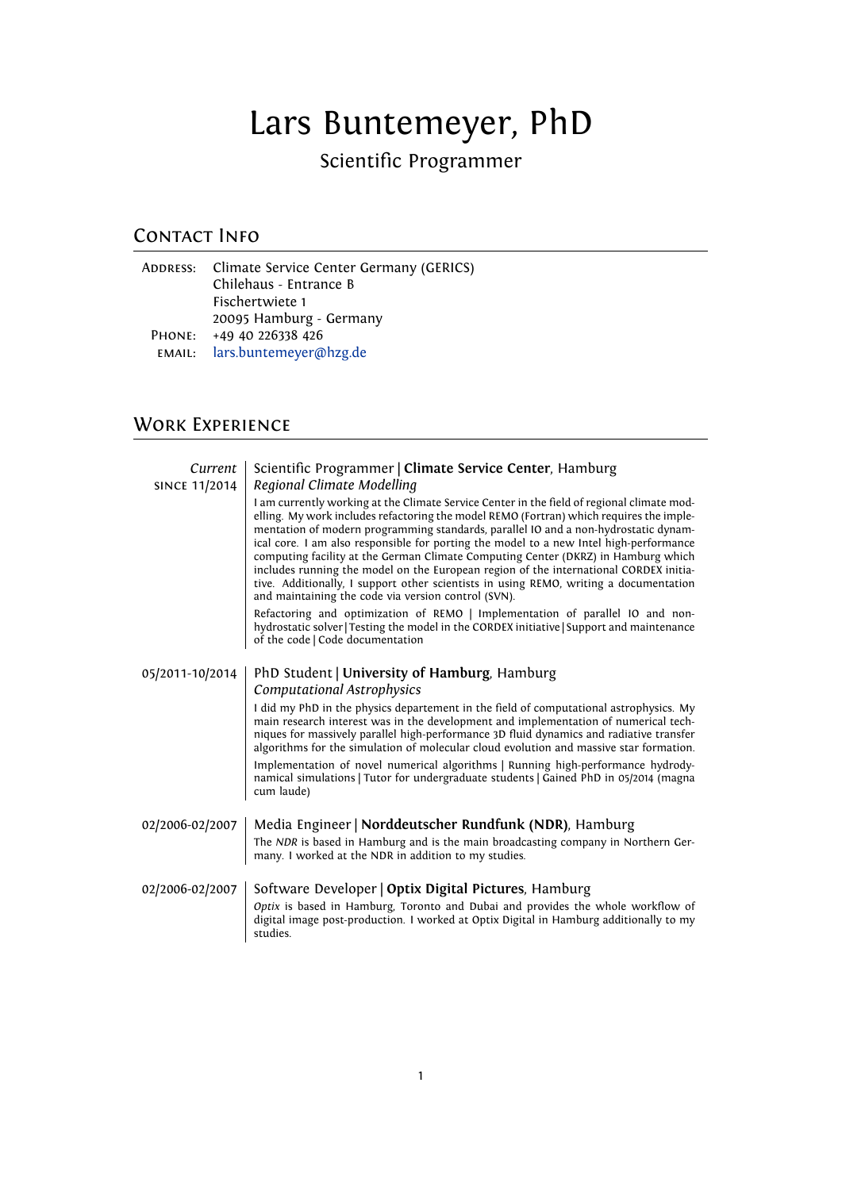# Lars Buntemeyer, PhD

Scientific Programmer

## Contact Info

**Address:** Climate Service Center Germany (GERICS)
Chilehaus - Entrance B
Fischertwiete 1
20095 Hamburg - Germany

**Phone:** +49 40 226338 426

**email:** lars.buntemeyer@hzg.de

## Work Experience

*Current*
**since 11/2014**

Scientific Programmer | **Climate Service Center**, Hamburg
*Regional Climate Modelling*

I am currently working at the Climate Service Center in the field of regional climate modelling. My work includes refactoring the model REMO (Fortran) which requires the implementation of modern programming standards, parallel IO and a non-hydrostatic dynamical core. I am also responsible for porting the model to a new Intel high-performance computing facility at the German Climate Computing Center (DKRZ) in Hamburg which includes running the model on the European region of the international CORDEX initiative. Additionally, I support other scientists in using REMO, writing a documentation and maintaining the code via version control (SVN).

Refactoring and optimization of REMO | Implementation of parallel IO and non-hydrostatic solver | Testing the model in the CORDEX initiative | Support and maintenance of the code | Code documentation

**05/2011-10/2014**

PhD Student | **University of Hamburg**, Hamburg
*Computational Astrophysics*

I did my PhD in the physics departement in the field of computational astrophysics. My main research interest was in the development and implementation of numerical techniques for massively parallel high-performance 3D fluid dynamics and radiative transfer algorithms for the simulation of molecular cloud evolution and massive star formation.

Implementation of novel numerical algorithms | Running high-performance hydrodynamical simulations | Tutor for undergraduate students | Gained PhD in 05/2014 (magna cum laude)

**02/2006-02/2007**

Media Engineer | **Norddeutscher Rundfunk (NDR)**, Hamburg

The *NDR* is based in Hamburg and is the main broadcasting company in Northern Germany. I worked at the NDR in addition to my studies.

**02/2006-02/2007**

Software Developer | **Optix Digital Pictures**, Hamburg

*Optix* is based in Hamburg, Toronto and Dubai and provides the whole workflow of digital image post-production. I worked at Optix Digital in Hamburg additionally to my studies.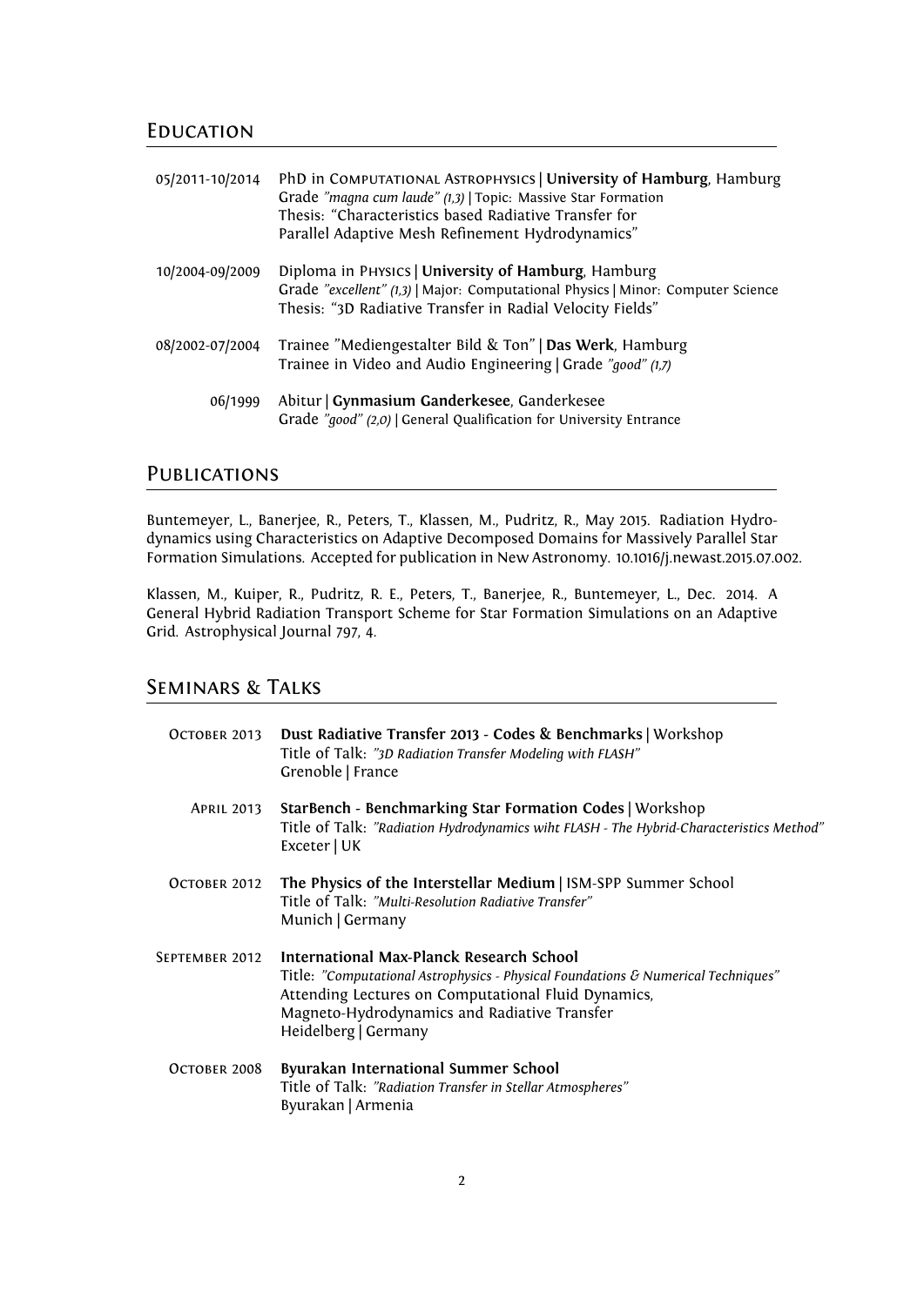## Education

05/2011-10/2014 PhD in Computational Astrophysics | **University of Hamburg**, Hamburg
Grade *"magna cum laude" (1,3)* | Topic: Massive Star Formation
Thesis: "Characteristics based Radiative Transfer for Parallel Adaptive Mesh Refinement Hydrodynamics"

10/2004-09/2009 Diploma in Physics | **University of Hamburg**, Hamburg
Grade *"excellent" (1)* | Major: Computational Physics | Minor: Computer Science
Thesis: "3D Radiative Transfer in Radial Velocity Fields"

08/2002-07/2004 Trainee "Mediengestalter Bild & Ton" | **Das Werk**, Hamburg
Trainee in Video and Audio Engineering | Grade *"good" (1,7)*

06/1999 Abitur | **Gynmasium Ganderkesee**, Ganderkesee
Grade *"good" (2,0)* | General Qualification for University Entrance

## Publications

Buntemeyer, L., Banerjee, R., Peters, T., Klassen, M., Pudritz, R., May 2015. Radiation Hydrodynamics using Characteristics on Adaptive Decomposed Domains for Massively Parallel Star Formation Simulations. Accepted for publication in New Astronomy. 10.1016/j.newast.2015.07.002.

Klassen, M., Kuiper, R., Pudritz, R. E., Peters, T., Banerjee, R., Buntemeyer, L., Dec. 2014. A General Hybrid Radiation Transport Scheme for Star Formation Simulations on an Adaptive Grid. Astrophysical Journal 797, 4.

## Seminars & Talks

October 2013 **Dust Radiative Transfer 2013 - Codes & Benchmarks** | Workshop
Title of Talk: *"3D Radiation Transfer Modeling with FLASH"*
Grenoble | France

April 2013 **StarBench - Benchmarking Star Formation Codes** | Workshop
Title of Talk: *"Radiation Hydrodynamics wiht FLASH - The Hybrid-Characteristics Method"*
Exceter | UK

October 2012 **The Physics of the Interstellar Medium** | ISM-SPP Summer School
Title of Talk: *"Multi-Resolution Radiative Transfer"*
Munich | Germany

September 2012 **International Max-Planck Research School**
Title: *"Computational Astrophysics - Physical Foundations & Numerical Techniques"*
Attending Lectures on Computational Fluid Dynamics, Magneto-Hydrodynamics and Radiative Transfer
Heidelberg | Germany

October 2008 **Byurakan International Summer School**
Title of Talk: *"Radiation Transfer in Stellar Atmospheres"*
Byurakan | Armenia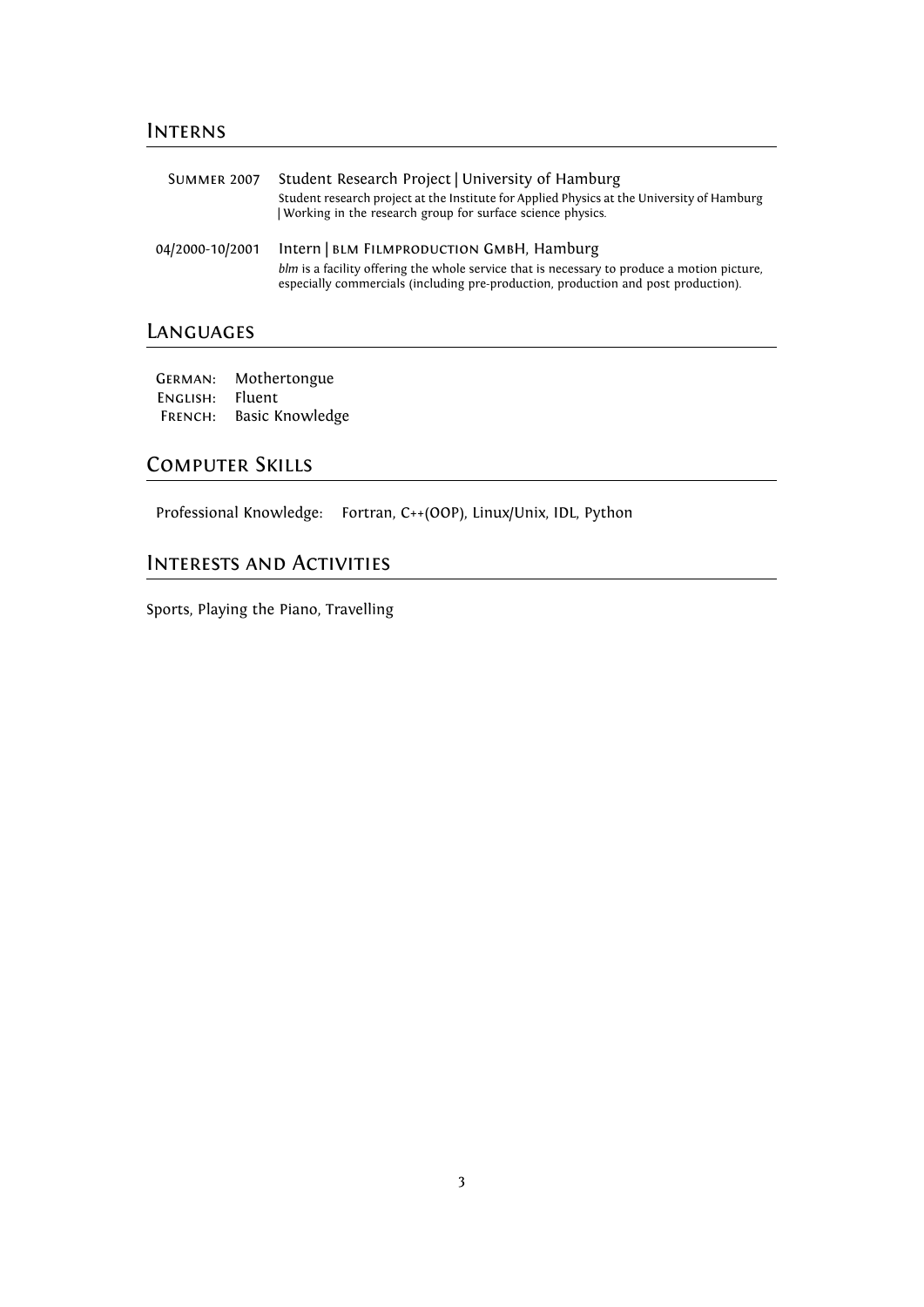## Interns

**Summer 2007** Student Research Project | University of Hamburg
Student research project at the Institute for Applied Physics at the University of Hamburg | Working in the research group for surface science physics.

**04/2000-10/2001** Intern | blm Filmproduction GmbH, Hamburg
*blm* is a facility offering the whole service that is necessary to produce a motion picture, especially commercials (including pre-production, production and post production).

## Languages

German: Mothertongue
English: Fluent
French: Basic Knowledge

## Computer Skills

Professional Knowledge: Fortran, C++(OOP), Linux/Unix, IDL, Python

## Interests and Activities

Sports, Playing the Piano, Travelling